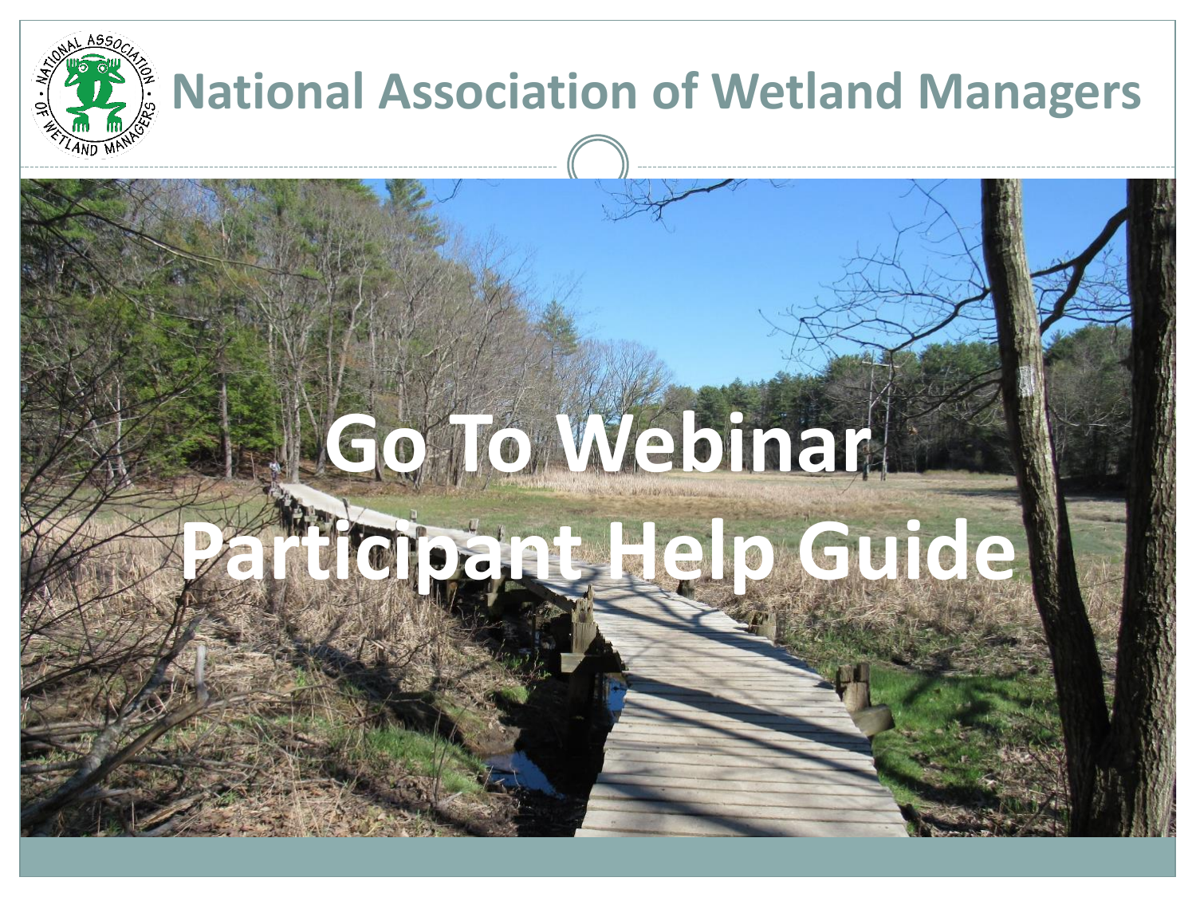# National Association of Wetland Managers

# Go To Webinar Participant Help Guide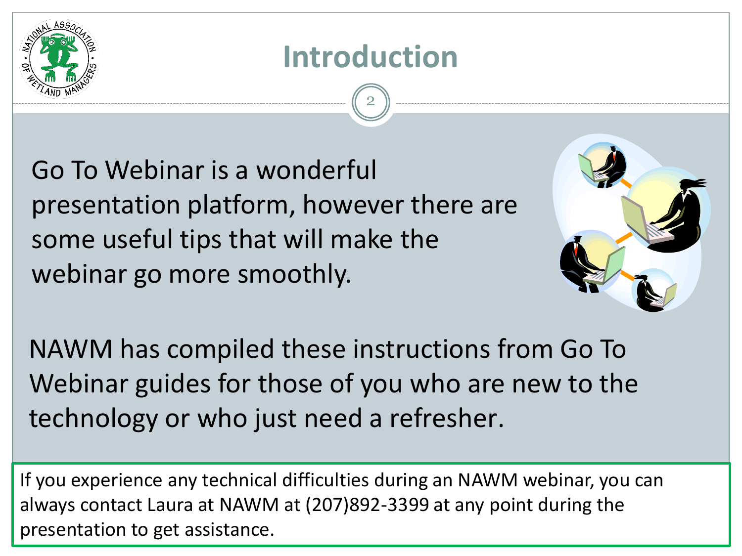# Introduction

Go To Webinar is a wonderful presentation platform, however there are some useful tips that will make the webinar go more smoothly.

NAWM has compiled these instructions from Go To Webinar guides for those of you who are new to the technology or who just need a refresher.

If you experience any technical difficulties during an NAWM webinar, you can always contact Laura at NAWM at (207)892-3399 at any point during the presentation to get assistance.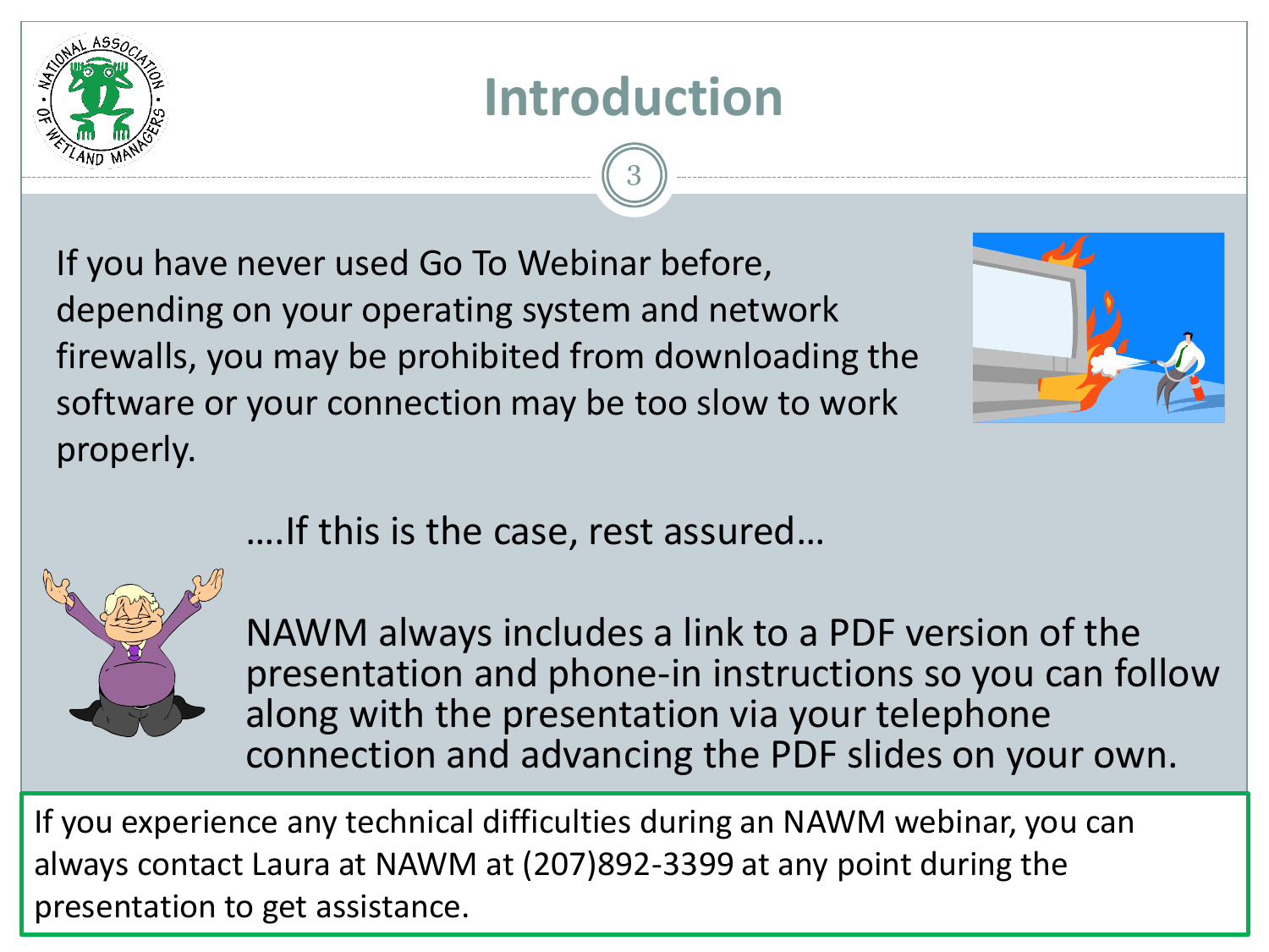# Introduction

If you have never used Go To Webinar before, depending on your operating system and network firewalls, you may be prohibited from downloading the software or your connection may be too slow to work properly.

….If this is the case, rest assured…

NAWM always includes a link to a PDF version of the presentation and phone-in instructions so you can follow along with the presentation via your telephone connection and advancing the PDF slides on your own.

If you experience any technical difficulties during an NAWM webinar, you can always contact Laura at NAWM at (207)892-3399 at any point during the presentation to get assistance.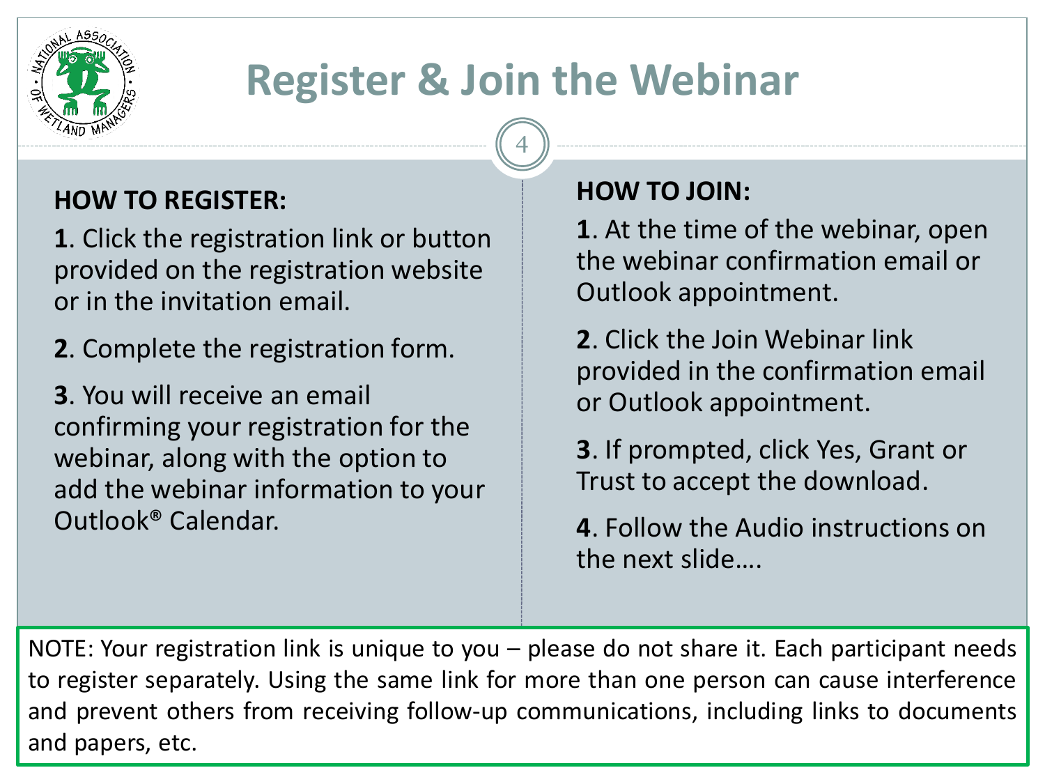# Register & Join the Webinar

**HOW TO REGISTER:**

**1**. Click the registration link or button provided on the registration website or in the invitation email.

**2**. Complete the registration form.

**3**. You will receive an email confirming your registration for the webinar, along with the option to add the webinar information to your Outlook® Calendar.

**HOW TO JOIN:**

**1**. At the time of the webinar, open the webinar confirmation email or Outlook appointment.

**2**. Click the Join Webinar link provided in the confirmation email or Outlook appointment.

**3**. If prompted, click Yes, Grant or Trust to accept the download.

**4**. Follow the Audio instructions on the next slide….

NOTE: Your registration link is unique to you – please do not share it. Each participant needs to register separately. Using the same link for more than one person can cause interference and prevent others from receiving follow-up communications, including links to documents and papers, etc.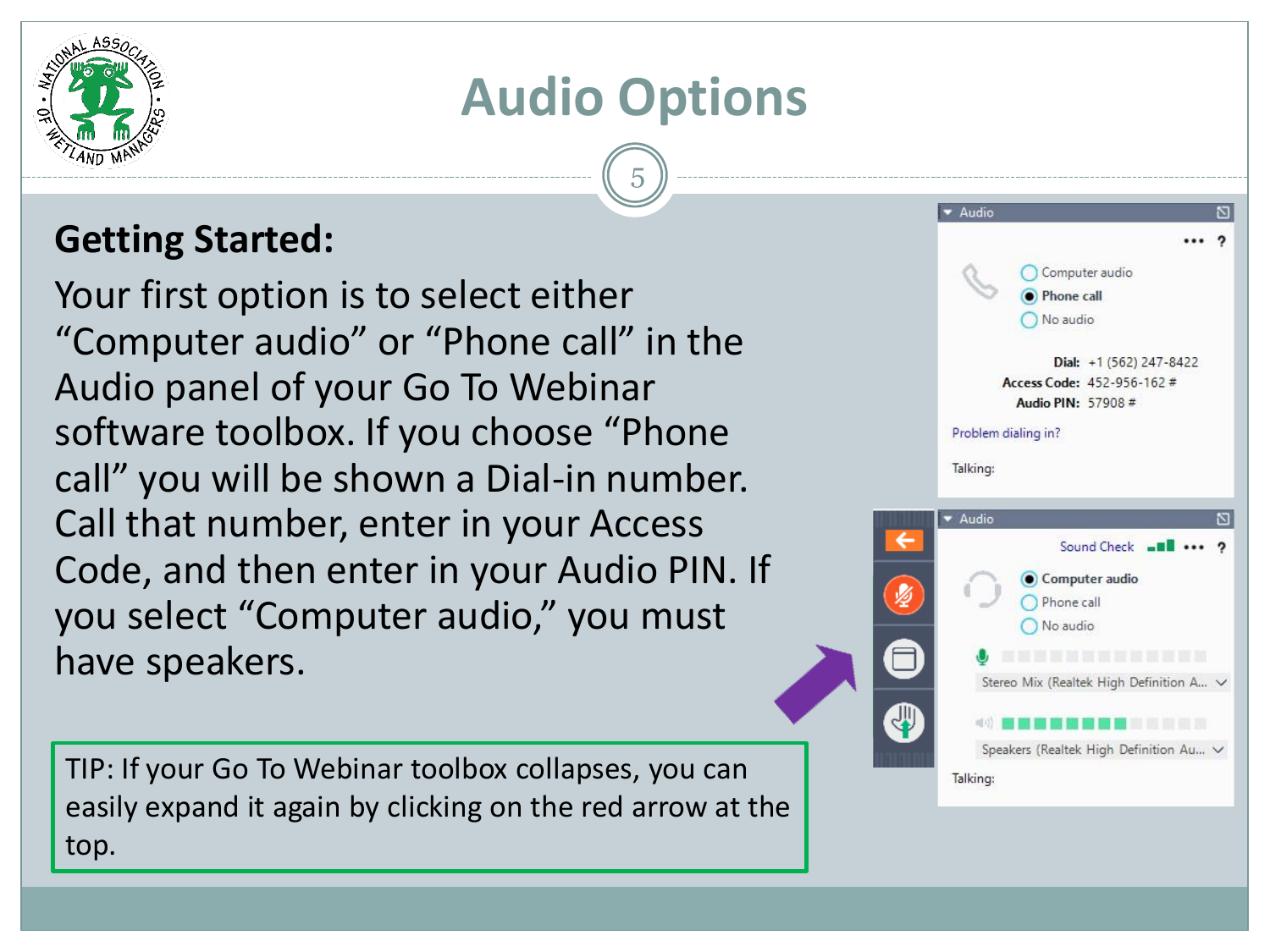# Audio Options

## Getting Started:

Your first option is to select either "Computer audio" or "Phone call" in the Audio panel of your Go To Webinar software toolbox. If you choose "Phone call" you will be shown a Dial-in number. Call that number, enter in your Access Code, and then enter in your Audio PIN. If you select "Computer audio," you must have speakers.

TIP: If your Go To Webinar toolbox collapses, you can easily expand it again by clicking on the red arrow at the top.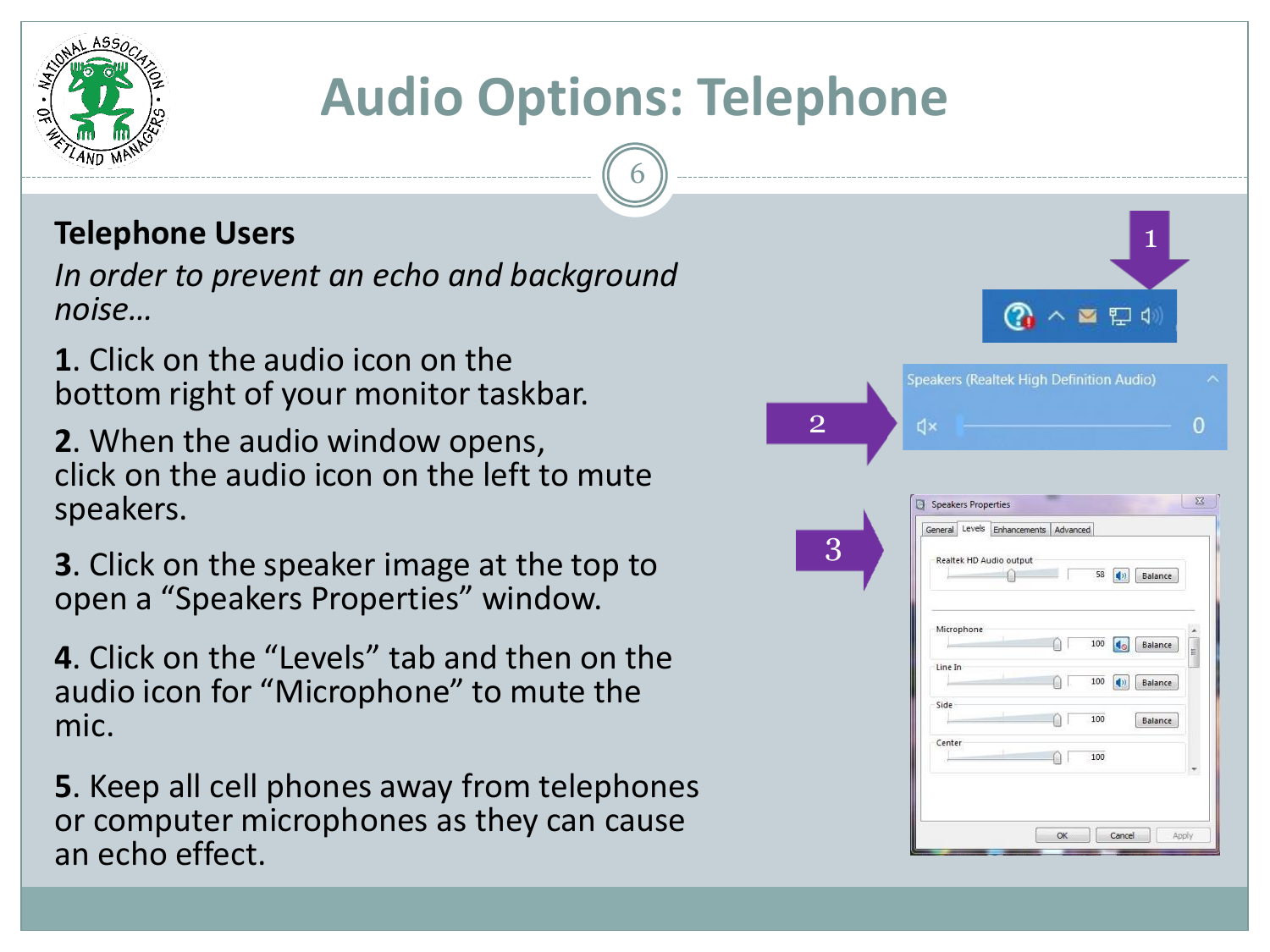# Audio Options: Telephone

## Telephone Users

*In order to prevent an echo and background noise…*

**1**. Click on the audio icon on the bottom right of your monitor taskbar.

**2**. When the audio window opens, click on the audio icon on the left to mute speakers.

**3**. Click on the speaker image at the top to open a "Speakers Properties" window.

**4**. Click on the "Levels" tab and then on the audio icon for "Microphone" to mute the mic.

**5**. Keep all cell phones away from telephones or computer microphones as they can cause an echo effect.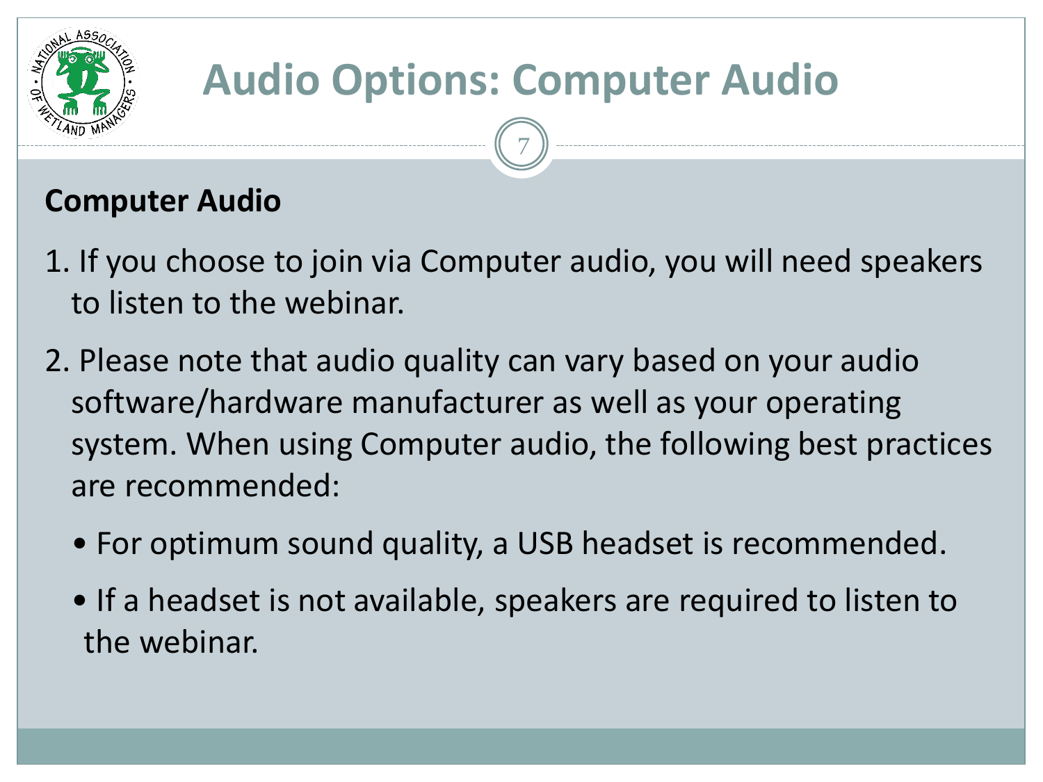# Audio Options: Computer Audio

## Computer Audio

1. If you choose to join via Computer audio, you will need speakers to listen to the webinar.
2. Please note that audio quality can vary based on your audio software/hardware manufacturer as well as your operating system. When using Computer audio, the following best practices are recommended:
   - For optimum sound quality, a USB headset is recommended.
   - If a headset is not available, speakers are required to listen to the webinar.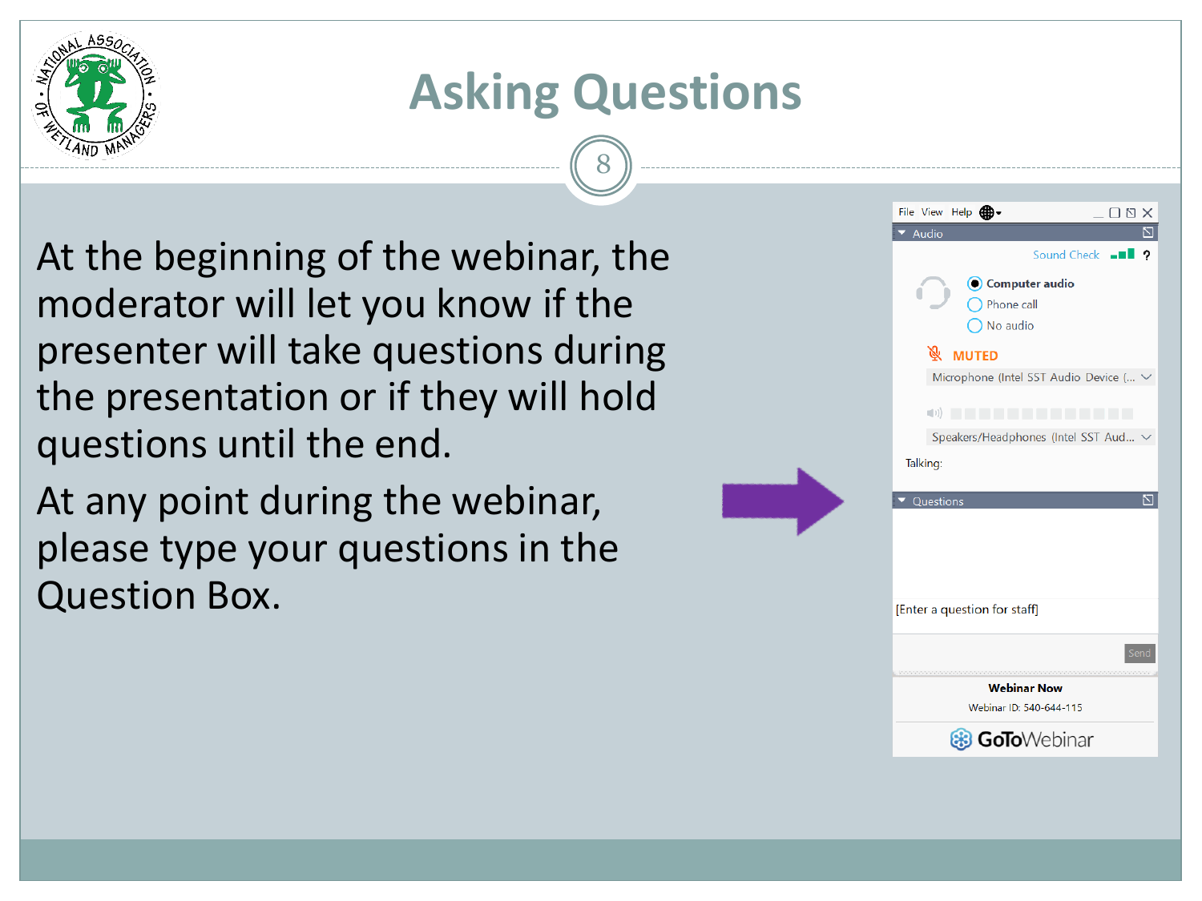# Asking Questions

At the beginning of the webinar, the moderator will let you know if the presenter will take questions during the presentation or if they will hold questions until the end.

At any point during the webinar, please type your questions in the Question Box.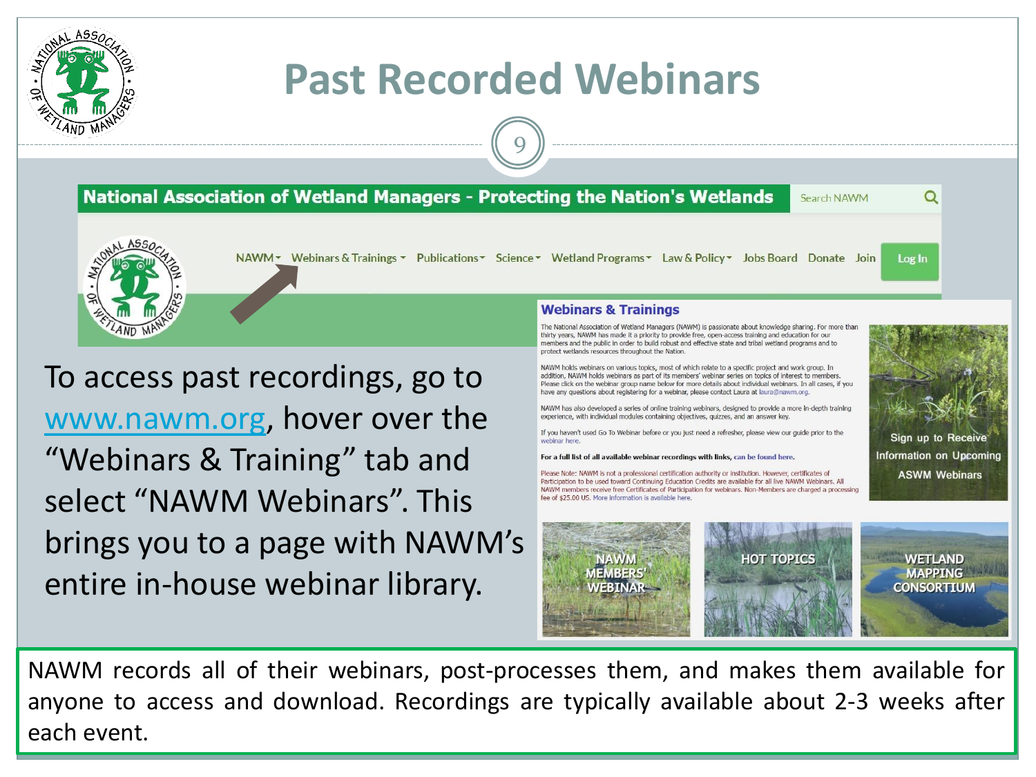# Past Recorded Webinars

To access past recordings, go to www.nawm.org, hover over the "Webinars & Training" tab and select "NAWM Webinars". This brings you to a page with NAWM's entire in-house webinar library.

NAWM records all of their webinars, post-processes them, and makes them available for anyone to access and download. Recordings are typically available about 2-3 weeks after each event.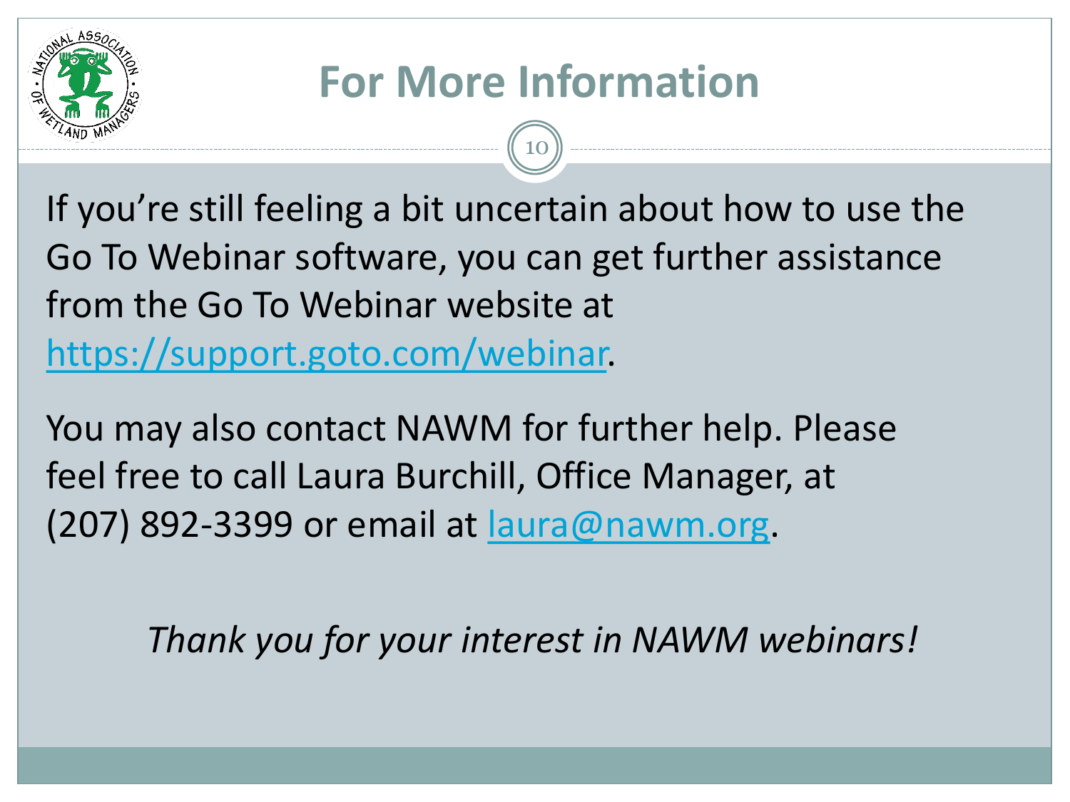# For More Information

If you're still feeling a bit uncertain about how to use the Go To Webinar software, you can get further assistance from the Go To Webinar website at https://support.goto.com/webinar.

You may also contact NAWM for further help. Please feel free to call Laura Burchill, Office Manager, at (207) 892-3399 or email at laura@nawm.org.

*Thank you for your interest in NAWM webinars!*